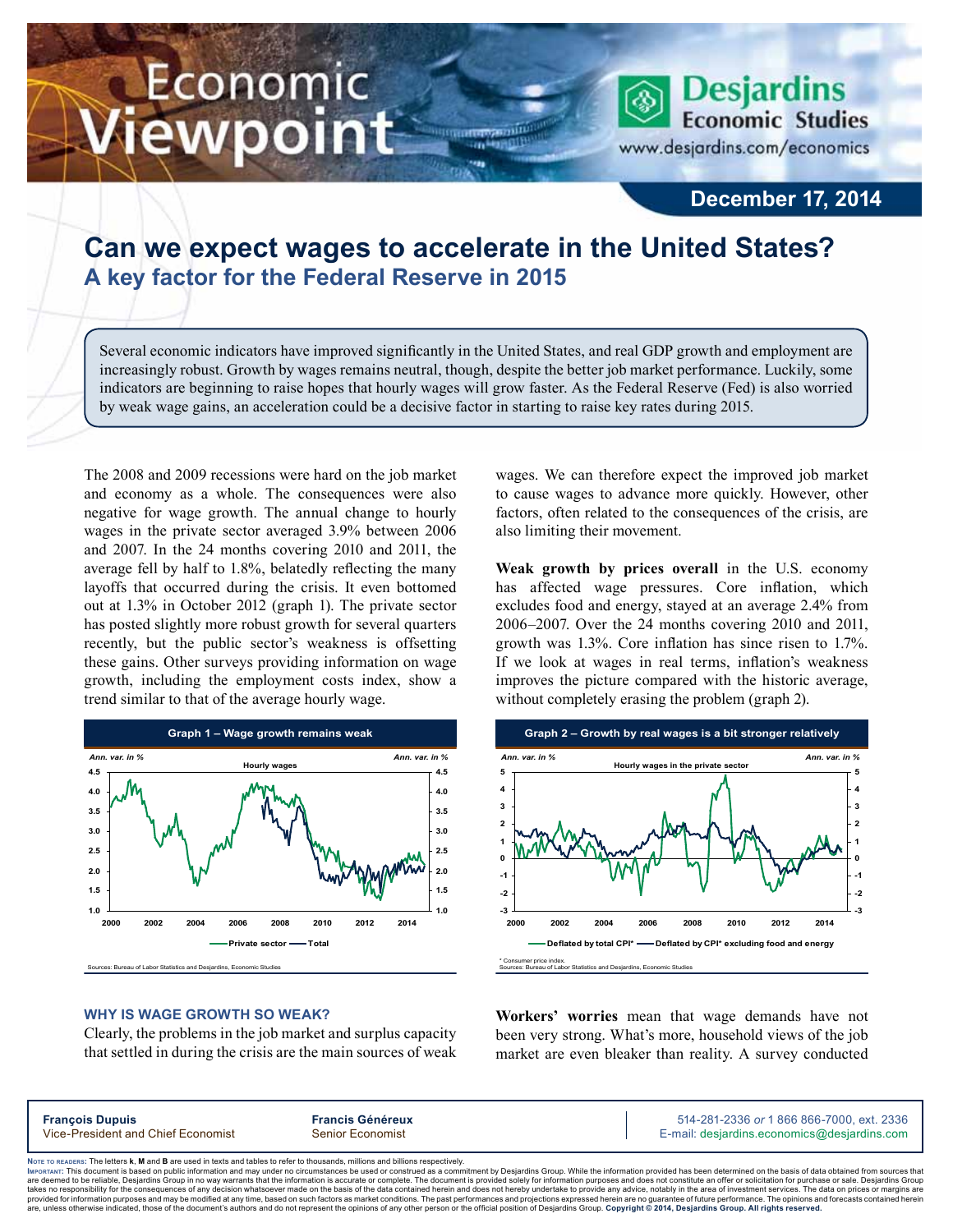# Can we expect wages to accelerate in the United States?

## A key factor for the Federal Reserve in 2015

December 17, 2014

Several economic indicators have improved significantly in the United States, and real GDP growth and employment are increasingly robust. Growth by wages remains neutral, though, despite the better job market performance. Luckily, some indicators are beginning to raise hopes that hourly wages will grow faster. As the Federal Reserve (Fed) is also worried by weak wage gains, an acceleration could be a decisive factor in starting to raise key rates during 2015.

The 2008 and 2009 recessions were hard on the job market and economy as a whole. The consequences were also negative for wage growth. The annual change to hourly wages in the private sector averaged 3.9% between 2006 and 2007. In the 24 months covering 2010 and 2011, the average fell by half to 1.8%, belatedly reflecting the many layoffs that occurred during the crisis. It even bottomed out at 1.3% in October 2012 (graph 1). The private sector has posted slightly more robust growth for several quarters recently, but the public sector's weakness is offsetting these gains. Other surveys providing information on wage growth, including the employment costs index, show a trend similar to that of the average hourly wage.

**Graph 1 – Wage growth remains weak**

Sources: Bureau of Labor Statistics and Desjardins, Economic Studies

### WHY IS WAGE GROWTH SO WEAK?

Clearly, the problems in the job market and surplus capacity that settled in during the crisis are the main sources of weak wages. We can therefore expect the improved job market to cause wages to advance more quickly. However, other factors, often related to the consequences of the crisis, are also limiting their movement.

**Weak growth by prices overall** in the U.S. economy has affected wage pressures. Core inflation, which excludes food and energy, stayed at an average 2.4% from 2006–2007. Over the 24 months covering 2010 and 2011, growth was 1.3%. Core inflation has since risen to 1.7%. If we look at wages in real terms, inflation's weakness improves the picture compared with the historic average, without completely erasing the problem (graph 2).

**Graph 2 – Growth by real wages is a bit stronger relatively**

\* Consumer price index.
Sources: Bureau of Labor Statistics and Desjardins, Economic Studies

**Workers' worries** mean that wage demands have not been very strong. What's more, household views of the job market are even bleaker than reality. A survey conducted

**François Dupuis**
Vice-President and Chief Economist

**Francis Généreux**
Senior Economist

514-281-2336 *or* 1 866 866-7000, ext. 2336
E-mail: desjardins.economics@desjardins.com

Note to readers: The letters **k**, **M** and **B** are used in texts and tables to refer to thousands, millions and billions respectively.
Important: This document is based on public information and may under no circumstances be used or construed as a commitment by Desjardins Group. While the information provided has been determined on the basis of data obtained from sources that are deemed to be reliable, Desjardins Group in no way warrants that the information is accurate or complete. The document is provided solely for information purposes and does not constitute an offer or solicitation for purchase or sale. Desjardins Group takes no responsibility for the consequences of any decision whatsoever made on the basis of the data contained herein and does not hereby undertake to provide any advice, notably in the area of investment services. The data on prices or margins are provided for information purposes and may be modified at any time, based on such factors as market conditions. The past performances and projections expressed herein are no guarantee of future performance. The opinions and forecasts contained herein are, unless otherwise indicated, those of the document's authors and do not represent the opinions of any other person or the official position of Desjardins Group. **Copyright © 2014, Desjardins Group. All rights reserved.**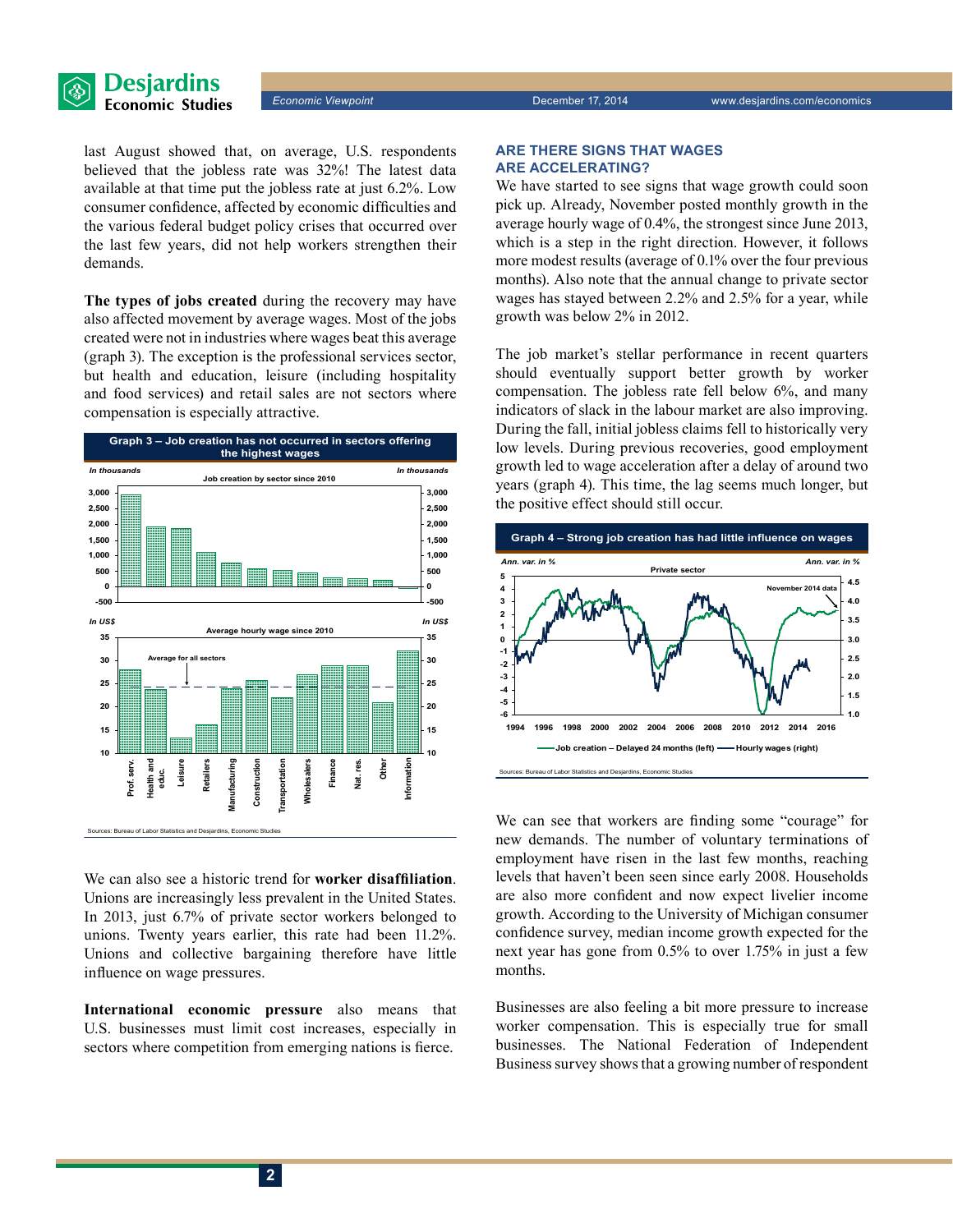last August showed that, on average, U.S. respondents believed that the jobless rate was 32%! The latest data available at that time put the jobless rate at just 6.2%. Low consumer confidence, affected by economic difficulties and the various federal budget policy crises that occurred over the last few years, did not help workers strengthen their demands.

**The types of jobs created** during the recovery may have also affected movement by average wages. Most of the jobs created were not in industries where wages beat this average (graph 3). The exception is the professional services sector, but health and education, leisure (including hospitality and food services) and retail sales are not sectors where compensation is especially attractive.

**Graph 3 – Job creation has not occurred in sectors offering the highest wages**

Sources: Bureau of Labor Statistics and Desjardins, Economic Studies

We can also see a historic trend for **worker disaffiliation**. Unions are increasingly less prevalent in the United States. In 2013, just 6.7% of private sector workers belonged to unions. Twenty years earlier, this rate had been 11.2%. Unions and collective bargaining therefore have little influence on wage pressures.

**International economic pressure** also means that U.S. businesses must limit cost increases, especially in sectors where competition from emerging nations is fierce.

## ARE THERE SIGNS THAT WAGES ARE ACCELERATING?

We have started to see signs that wage growth could soon pick up. Already, November posted monthly growth in the average hourly wage of 0.4%, the strongest since June 2013, which is a step in the right direction. However, it follows more modest results (average of 0.1% over the four previous months). Also note that the annual change to private sector wages has stayed between 2.2% and 2.5% for a year, while growth was below 2% in 2012.

The job market's stellar performance in recent quarters should eventually support better growth by worker compensation. The jobless rate fell below 6%, and many indicators of slack in the labour market are also improving. During the fall, initial jobless claims fell to historically very low levels. During previous recoveries, good employment growth led to wage acceleration after a delay of around two years (graph 4). This time, the lag seems much longer, but the positive effect should still occur.

**Graph 4 – Strong job creation has had little influence on wages**

Sources: Bureau of Labor Statistics and Desjardins, Economic Studies

We can see that workers are finding some "courage" for new demands. The number of voluntary terminations of employment have risen in the last few months, reaching levels that haven't been seen since early 2008. Households are also more confident and now expect livelier income growth. According to the University of Michigan consumer confidence survey, median income growth expected for the next year has gone from 0.5% to over 1.75% in just a few months.

Businesses are also feeling a bit more pressure to increase worker compensation. This is especially true for small businesses. The National Federation of Independent Business survey shows that a growing number of respondent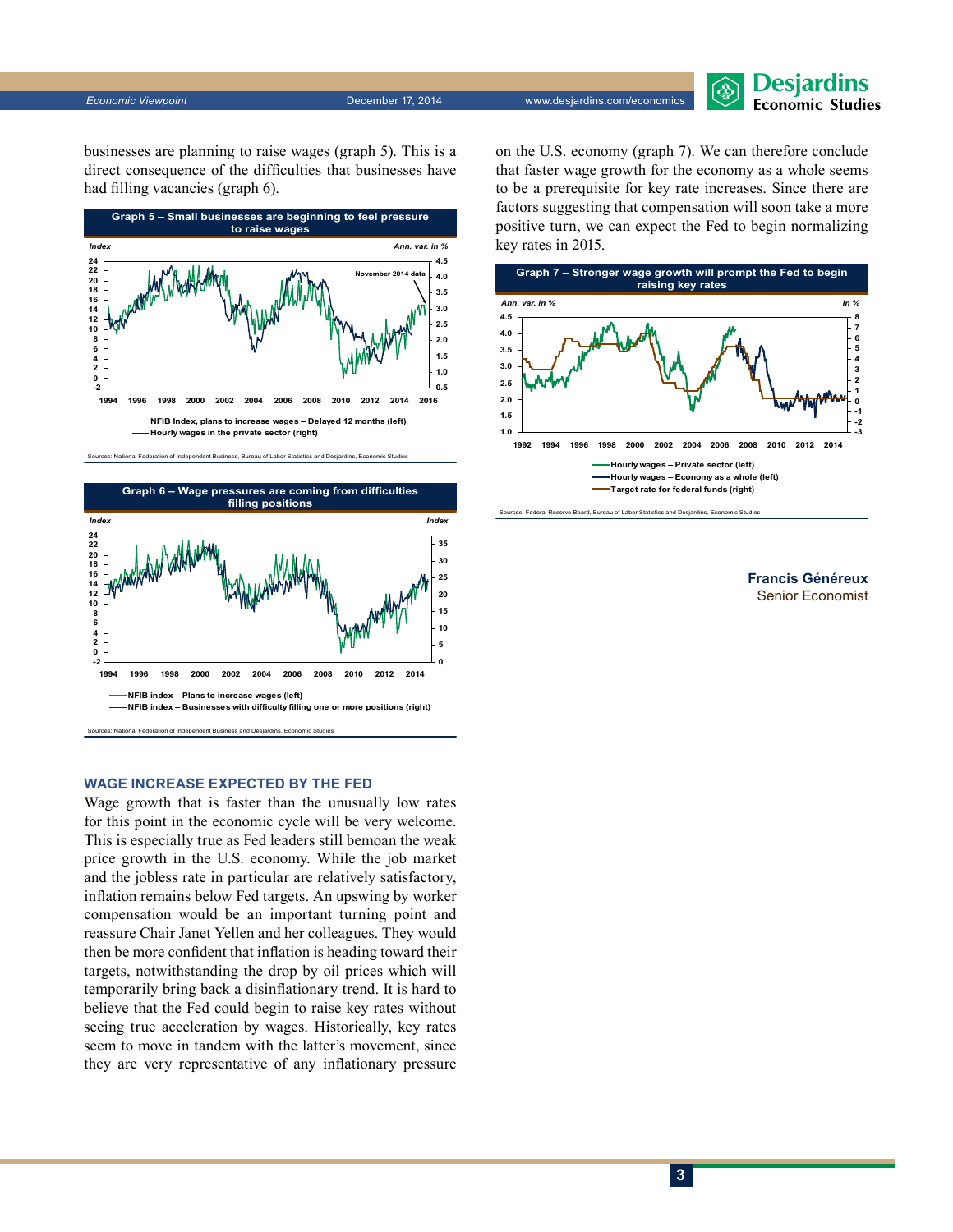businesses are planning to raise wages (graph 5). This is a direct consequence of the difficulties that businesses have had filling vacancies (graph 6).

**Graph 5 – Small businesses are beginning to feel pressure to raise wages**

Index

Ann. var. in %

November 2014 data

24 22 20 18 16 14 12 10 8 6 4 2 0 -2

4.5 4.0 3.5 3.0 2.5 2.0 1.5 1.0 0.5

1994 1996 1998 2000 2002 2004 2006 2008 2010 2012 2014 2016

NFIB Index, plans to increase wages – Delayed 12 months (left)

Hourly wages in the private sector (right)

Sources: National Federation of Independent Business, Bureau of Labor Statistics and Desjardins, Economic Studies

**Graph 6 – Wage pressures are coming from difficulties filling positions**

Index

Index

24 22 20 18 16 14 12 10 8 6 4 2 0 -2

35 30 25 20 15 10 5 0

1994 1996 1998 2000 2002 2004 2006 2008 2010 2012 2014

NFIB index – Plans to increase wages (left)

NFIB index – Businesses with difficulty filling one or more positions (right)

Sources: National Federation of Independent Business and Desjardins, Economic Studies

## WAGE INCREASE EXPECTED BY THE FED

Wage growth that is faster than the unusually low rates for this point in the economic cycle will be very welcome. This is especially true as Fed leaders still bemoan the weak price growth in the U.S. economy. While the job market and the jobless rate in particular are relatively satisfactory, inflation remains below Fed targets. An upswing by worker compensation would be an important turning point and reassure Chair Janet Yellen and her colleagues. They would then be more confident that inflation is heading toward their targets, notwithstanding the drop by oil prices which will temporarily bring back a disinflationary trend. It is hard to believe that the Fed could begin to raise key rates without seeing true acceleration by wages. Historically, key rates seem to move in tandem with the latter's movement, since they are very representative of any inflationary pressure on the U.S. economy (graph 7). We can therefore conclude that faster wage growth for the economy as a whole seems to be a prerequisite for key rate increases. Since there are factors suggesting that compensation will soon take a more positive turn, we can expect the Fed to begin normalizing key rates in 2015.

**Graph 7 – Stronger wage growth will prompt the Fed to begin raising key rates**

Ann. var. in %

In %

4.5 4.0 3.5 3.0 2.5 2.0 1.5 1.0

8 7 6 5 4 3 2 1 0 -1 -2 -3

1992 1994 1996 1998 2000 2002 2004 2006 2008 2010 2012 2014

Hourly wages – Private sector (left)

Hourly wages – Economy as a whole (left)

Target rate for federal funds (right)

Sources: Federal Reserve Board, Bureau of Labor Statistics and Desjardins, Economic Studies

**Francis Généreux**
Senior Economist